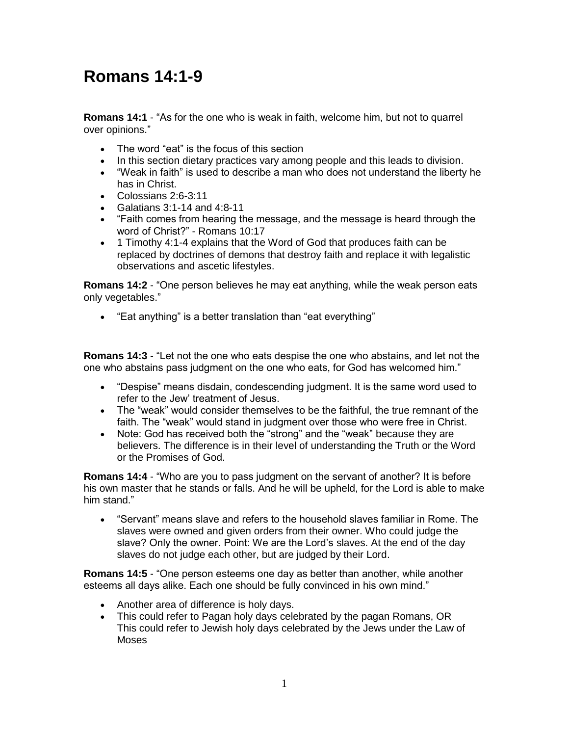# Romans 14:1-9

**Romans 14:1** - "As for the one who is weak in faith, welcome him, but not to quarrel over opinions."

- The word "eat" is the focus of this section
- In this section dietary practices vary among people and this leads to division.
- "Weak in faith" is used to describe a man who does not understand the liberty he has in Christ.
- Colossians 2:6-3:11
- Galatians 3:1-14 and 4:8-11
- "Faith comes from hearing the message, and the message is heard through the word of Christ?" - Romans 10:17
- 1 Timothy 4:1-4 explains that the Word of God that produces faith can be replaced by doctrines of demons that destroy faith and replace it with legalistic observations and ascetic lifestyles.

**Romans 14:2** - "One person believes he may eat anything, while the weak person eats only vegetables."

- "Eat anything" is a better translation than "eat everything"

**Romans 14:3** - "Let not the one who eats despise the one who abstains, and let not the one who abstains pass judgment on the one who eats, for God has welcomed him."

- "Despise" means disdain, condescending judgment. It is the same word used to refer to the Jew' treatment of Jesus.
- The "weak" would consider themselves to be the faithful, the true remnant of the faith. The "weak" would stand in judgment over those who were free in Christ.
- Note: God has received both the "strong" and the "weak" because they are believers. The difference is in their level of understanding the Truth or the Word or the Promises of God.

**Romans 14:4** - "Who are you to pass judgment on the servant of another? It is before his own master that he stands or falls. And he will be upheld, for the Lord is able to make him stand."

- "Servant" means slave and refers to the household slaves familiar in Rome. The slaves were owned and given orders from their owner. Who could judge the slave? Only the owner. Point: We are the Lord's slaves. At the end of the day slaves do not judge each other, but are judged by their Lord.

**Romans 14:5** - "One person esteems one day as better than another, while another esteems all days alike. Each one should be fully convinced in his own mind."

- Another area of difference is holy days.
- This could refer to Pagan holy days celebrated by the pagan Romans, OR
  This could refer to Jewish holy days celebrated by the Jews under the Law of Moses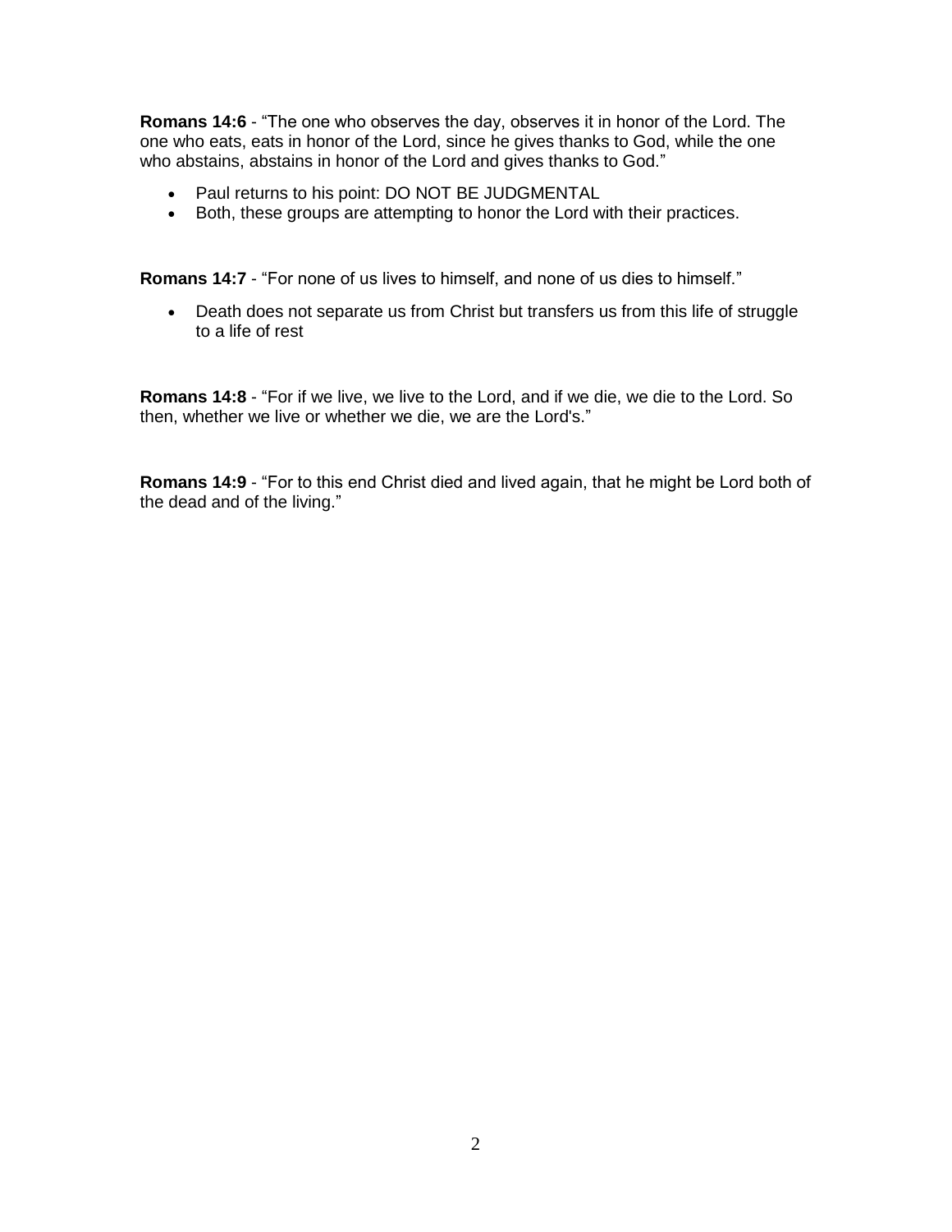**Romans 14:6** - "The one who observes the day, observes it in honor of the Lord. The one who eats, eats in honor of the Lord, since he gives thanks to God, while the one who abstains, abstains in honor of the Lord and gives thanks to God."

- Paul returns to his point: DO NOT BE JUDGMENTAL
- Both, these groups are attempting to honor the Lord with their practices.

**Romans 14:7** - "For none of us lives to himself, and none of us dies to himself."

- Death does not separate us from Christ but transfers us from this life of struggle to a life of rest

**Romans 14:8** - "For if we live, we live to the Lord, and if we die, we die to the Lord. So then, whether we live or whether we die, we are the Lord's."

**Romans 14:9** - "For to this end Christ died and lived again, that he might be Lord both of the dead and of the living."